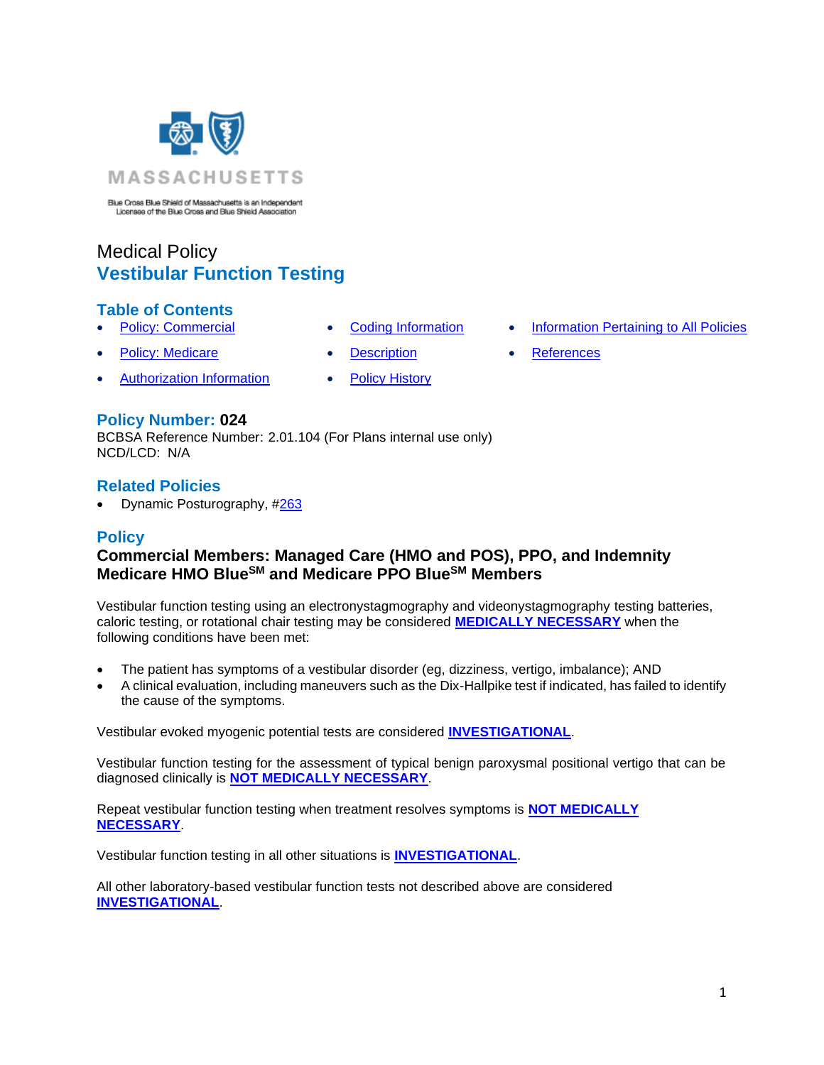MASSACHUSETTS

Blue Cross Blue Shield of Massachusetts is an Independent Licensee of the Blue Cross and Blue Shield Association

# Medical Policy
# Vestibular Function Testing

## Table of Contents

- Policy: Commercial
- Policy: Medicare
- Authorization Information
- Coding Information
- Description
- Policy History
- Information Pertaining to All Policies
- References

## Policy Number: 024

BCBSA Reference Number: 2.01.104 (For Plans internal use only)
NCD/LCD: N/A

## Related Policies

- Dynamic Posturography, #263

## Policy

### Commercial Members: Managed Care (HMO and POS), PPO, and Indemnity
### Medicare HMO Blue[SM] and Medicare PPO Blue[SM] Members

Vestibular function testing using an electronystagmography and videonystagmography testing batteries, caloric testing, or rotational chair testing may be considered **MEDICALLY NECESSARY** when the following conditions have been met:

- The patient has symptoms of a vestibular disorder (eg, dizziness, vertigo, imbalance); AND
- A clinical evaluation, including maneuvers such as the Dix-Hallpike test if indicated, has failed to identify the cause of the symptoms.

Vestibular evoked myogenic potential tests are considered **INVESTIGATIONAL**.

Vestibular function testing for the assessment of typical benign paroxysmal positional vertigo that can be diagnosed clinically is **NOT MEDICALLY NECESSARY**.

Repeat vestibular function testing when treatment resolves symptoms is **NOT MEDICALLY NECESSARY**.

Vestibular function testing in all other situations is **INVESTIGATIONAL**.

All other laboratory-based vestibular function tests not described above are considered **INVESTIGATIONAL**.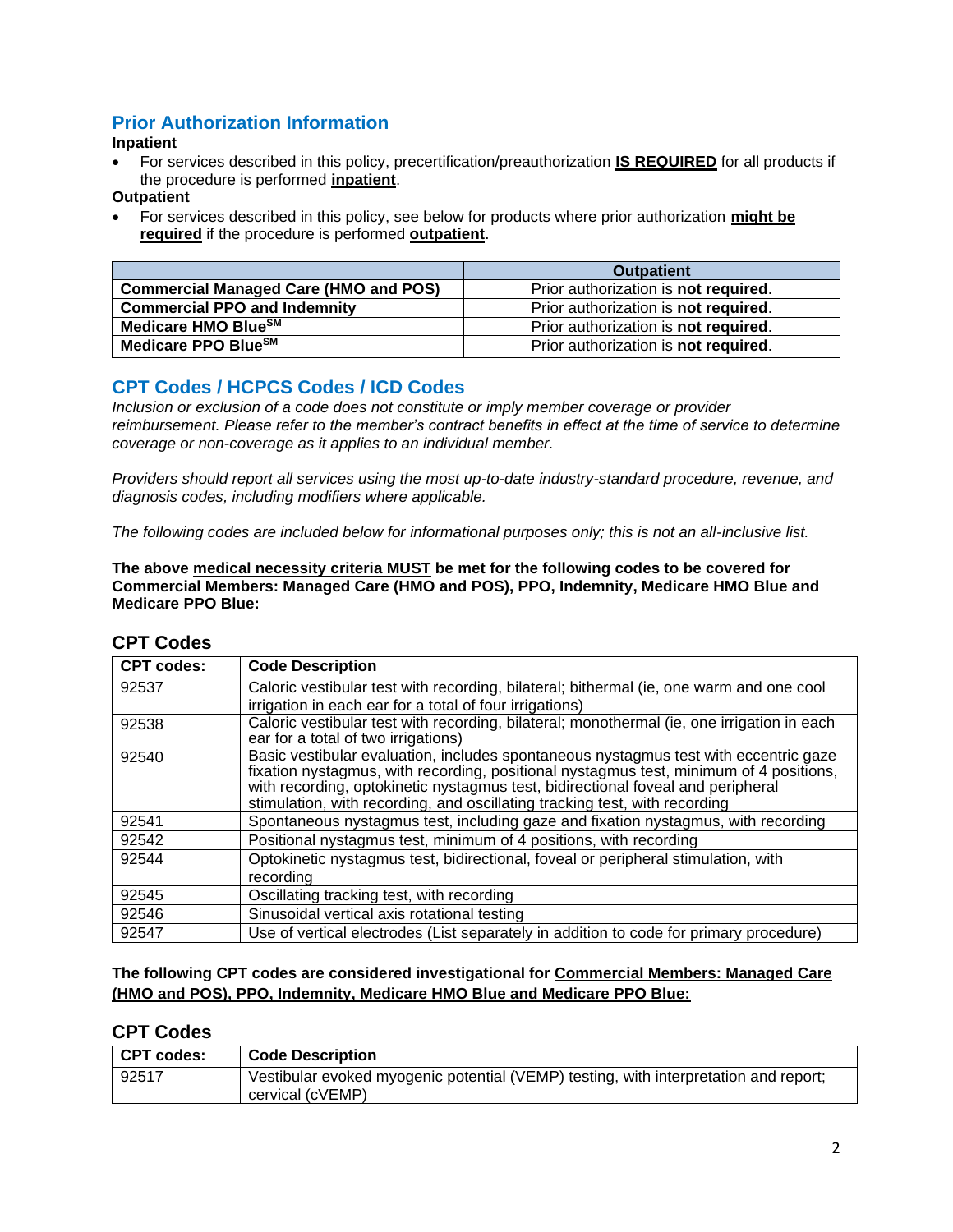## Prior Authorization Information

**Inpatient**

- For services described in this policy, precertification/preauthorization **IS REQUIRED** for all products if the procedure is performed **inpatient**.

**Outpatient**

- For services described in this policy, see below for products where prior authorization **might be required** if the procedure is performed **outpatient**.

| | Outpatient |
|---|---|
| **Commercial Managed Care (HMO and POS)** | Prior authorization is **not required**. |
| **Commercial PPO and Indemnity** | Prior authorization is **not required**. |
| **Medicare HMO Blue℠** | Prior authorization is **not required**. |
| **Medicare PPO Blue℠** | Prior authorization is **not required**. |

## CPT Codes / HCPCS Codes / ICD Codes

*Inclusion or exclusion of a code does not constitute or imply member coverage or provider reimbursement. Please refer to the member's contract benefits in effect at the time of service to determine coverage or non-coverage as it applies to an individual member.*

*Providers should report all services using the most up-to-date industry-standard procedure, revenue, and diagnosis codes, including modifiers where applicable.*

*The following codes are included below for informational purposes only; this is not an all-inclusive list.*

**The above medical necessity criteria MUST be met for the following codes to be covered for Commercial Members: Managed Care (HMO and POS), PPO, Indemnity, Medicare HMO Blue and Medicare PPO Blue:**

### CPT Codes

| CPT codes: | Code Description |
|---|---|
| 92537 | Caloric vestibular test with recording, bilateral; bithermal (ie, one warm and one cool irrigation in each ear for a total of four irrigations) |
| 92538 | Caloric vestibular test with recording, bilateral; monothermal (ie, one irrigation in each ear for a total of two irrigations) |
| 92540 | Basic vestibular evaluation, includes spontaneous nystagmus test with eccentric gaze fixation nystagmus, with recording, positional nystagmus test, minimum of 4 positions, with recording, optokinetic nystagmus test, bidirectional foveal and peripheral stimulation, with recording, and oscillating tracking test, with recording |
| 92541 | Spontaneous nystagmus test, including gaze and fixation nystagmus, with recording |
| 92542 | Positional nystagmus test, minimum of 4 positions, with recording |
| 92544 | Optokinetic nystagmus test, bidirectional, foveal or peripheral stimulation, with recording |
| 92545 | Oscillating tracking test, with recording |
| 92546 | Sinusoidal vertical axis rotational testing |
| 92547 | Use of vertical electrodes (List separately in addition to code for primary procedure) |

**The following CPT codes are considered investigational for Commercial Members: Managed Care (HMO and POS), PPO, Indemnity, Medicare HMO Blue and Medicare PPO Blue:**

### CPT Codes

| CPT codes: | Code Description |
|---|---|
| 92517 | Vestibular evoked myogenic potential (VEMP) testing, with interpretation and report; cervical (cVEMP) |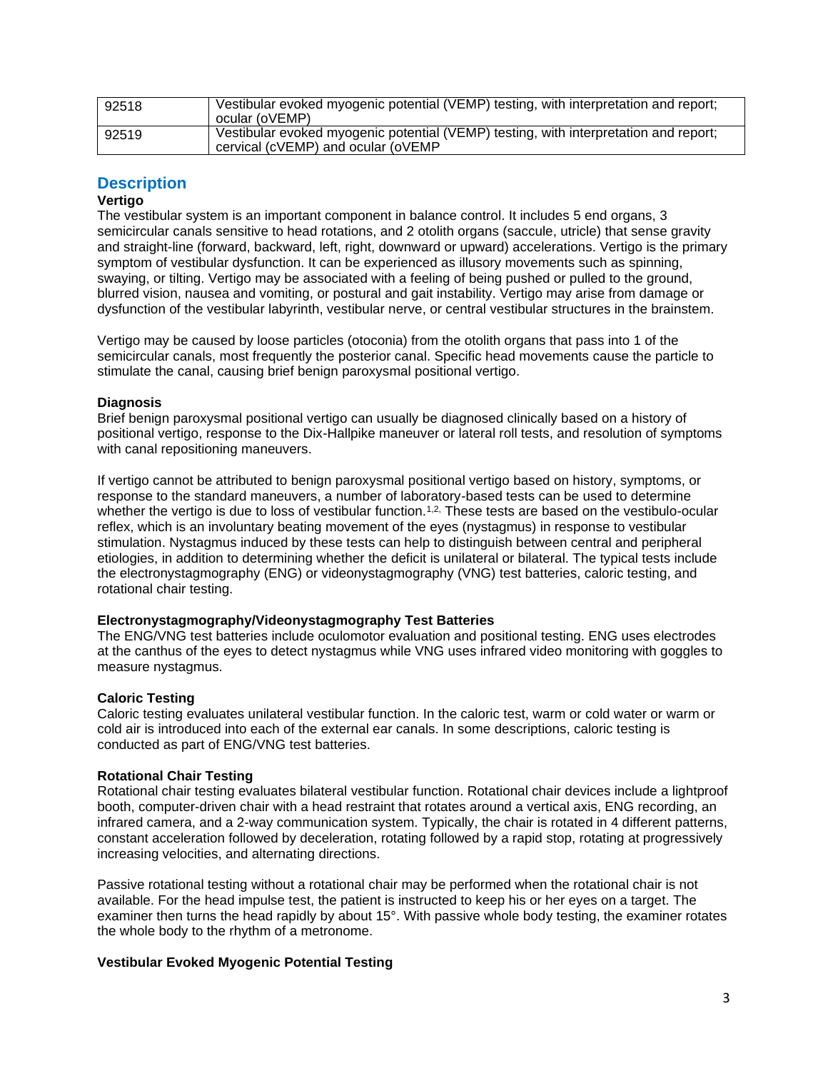| | |
|---|---|
| 92518 | Vestibular evoked myogenic potential (VEMP) testing, with interpretation and report; ocular (oVEMP) |
| 92519 | Vestibular evoked myogenic potential (VEMP) testing, with interpretation and report; cervical (cVEMP) and ocular (oVEMP |

## Description

### Vertigo

The vestibular system is an important component in balance control. It includes 5 end organs, 3 semicircular canals sensitive to head rotations, and 2 otolith organs (saccule, utricle) that sense gravity and straight-line (forward, backward, left, right, downward or upward) accelerations. Vertigo is the primary symptom of vestibular dysfunction. It can be experienced as illusory movements such as spinning, swaying, or tilting. Vertigo may be associated with a feeling of being pushed or pulled to the ground, blurred vision, nausea and vomiting, or postural and gait instability. Vertigo may arise from damage or dysfunction of the vestibular labyrinth, vestibular nerve, or central vestibular structures in the brainstem.

Vertigo may be caused by loose particles (otoconia) from the otolith organs that pass into 1 of the semicircular canals, most frequently the posterior canal. Specific head movements cause the particle to stimulate the canal, causing brief benign paroxysmal positional vertigo.

### Diagnosis

Brief benign paroxysmal positional vertigo can usually be diagnosed clinically based on a history of positional vertigo, response to the Dix-Hallpike maneuver or lateral roll tests, and resolution of symptoms with canal repositioning maneuvers.

If vertigo cannot be attributed to benign paroxysmal positional vertigo based on history, symptoms, or response to the standard maneuvers, a number of laboratory-based tests can be used to determine whether the vertigo is due to loss of vestibular function.[1,2] These tests are based on the vestibulo-ocular reflex, which is an involuntary beating movement of the eyes (nystagmus) in response to vestibular stimulation. Nystagmus induced by these tests can help to distinguish between central and peripheral etiologies, in addition to determining whether the deficit is unilateral or bilateral. The typical tests include the electronystagmography (ENG) or videonystagmography (VNG) test batteries, caloric testing, and rotational chair testing.

### Electronystagmography/Videonystagmography Test Batteries

The ENG/VNG test batteries include oculomotor evaluation and positional testing. ENG uses electrodes at the canthus of the eyes to detect nystagmus while VNG uses infrared video monitoring with goggles to measure nystagmus.

### Caloric Testing

Caloric testing evaluates unilateral vestibular function. In the caloric test, warm or cold water or warm or cold air is introduced into each of the external ear canals. In some descriptions, caloric testing is conducted as part of ENG/VNG test batteries.

### Rotational Chair Testing

Rotational chair testing evaluates bilateral vestibular function. Rotational chair devices include a lightproof booth, computer-driven chair with a head restraint that rotates around a vertical axis, ENG recording, an infrared camera, and a 2-way communication system. Typically, the chair is rotated in 4 different patterns, constant acceleration followed by deceleration, rotating followed by a rapid stop, rotating at progressively increasing velocities, and alternating directions.

Passive rotational testing without a rotational chair may be performed when the rotational chair is not available. For the head impulse test, the patient is instructed to keep his or her eyes on a target. The examiner then turns the head rapidly by about 15°. With passive whole body testing, the examiner rotates the whole body to the rhythm of a metronome.

### Vestibular Evoked Myogenic Potential Testing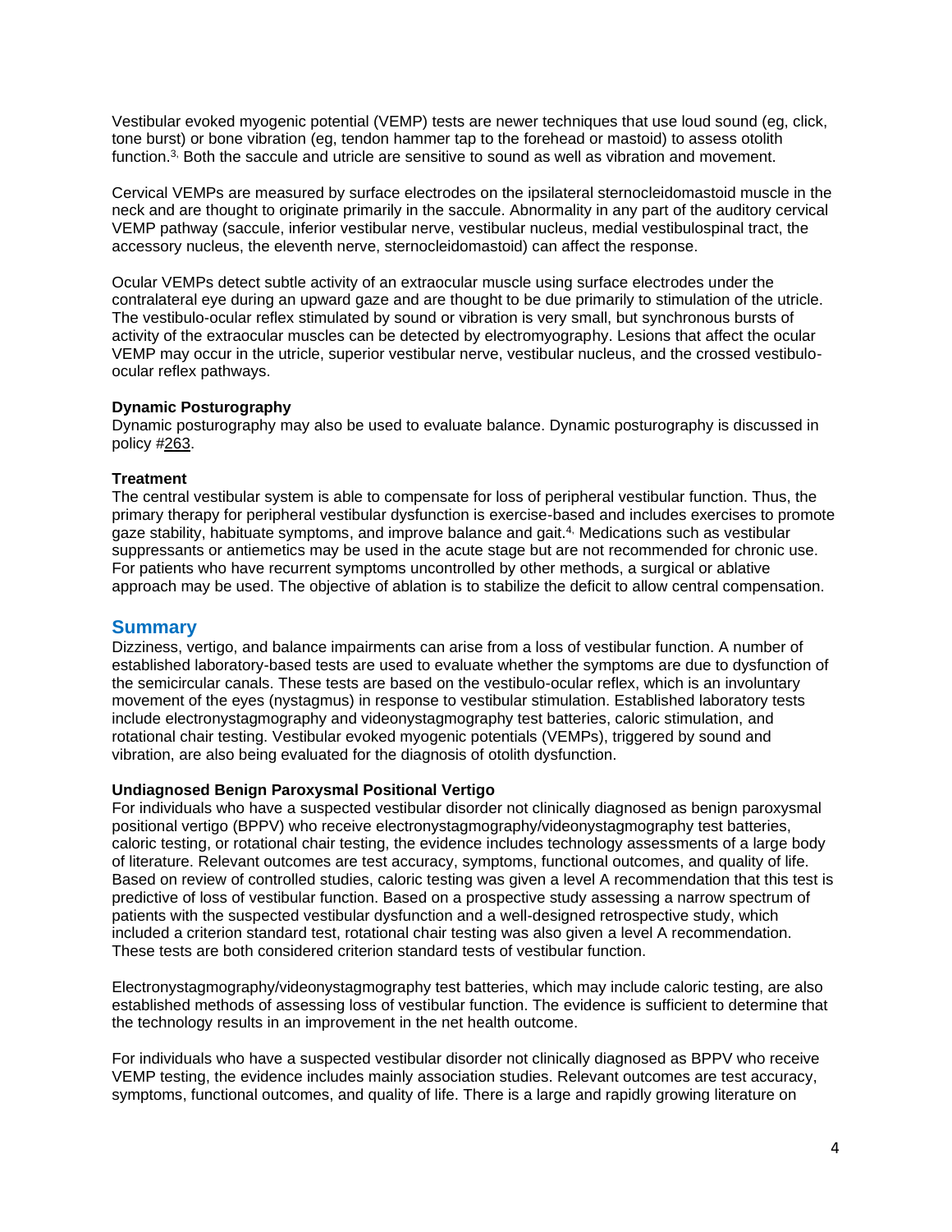Vestibular evoked myogenic potential (VEMP) tests are newer techniques that use loud sound (eg, click, tone burst) or bone vibration (eg, tendon hammer tap to the forehead or mastoid) to assess otolith function.[3] Both the saccule and utricle are sensitive to sound as well as vibration and movement.

Cervical VEMPs are measured by surface electrodes on the ipsilateral sternocleidomastoid muscle in the neck and are thought to originate primarily in the saccule. Abnormality in any part of the auditory cervical VEMP pathway (saccule, inferior vestibular nerve, vestibular nucleus, medial vestibulospinal tract, the accessory nucleus, the eleventh nerve, sternocleidomastoid) can affect the response.

Ocular VEMPs detect subtle activity of an extraocular muscle using surface electrodes under the contralateral eye during an upward gaze and are thought to be due primarily to stimulation of the utricle. The vestibulo-ocular reflex stimulated by sound or vibration is very small, but synchronous bursts of activity of the extraocular muscles can be detected by electromyography. Lesions that affect the ocular VEMP may occur in the utricle, superior vestibular nerve, vestibular nucleus, and the crossed vestibulo-ocular reflex pathways.

**Dynamic Posturography**

Dynamic posturography may also be used to evaluate balance. Dynamic posturography is discussed in policy #263.

**Treatment**

The central vestibular system is able to compensate for loss of peripheral vestibular function. Thus, the primary therapy for peripheral vestibular dysfunction is exercise-based and includes exercises to promote gaze stability, habituate symptoms, and improve balance and gait.[4] Medications such as vestibular suppressants or antiemetics may be used in the acute stage but are not recommended for chronic use. For patients who have recurrent symptoms uncontrolled by other methods, a surgical or ablative approach may be used. The objective of ablation is to stabilize the deficit to allow central compensation.

## Summary

Dizziness, vertigo, and balance impairments can arise from a loss of vestibular function. A number of established laboratory-based tests are used to evaluate whether the symptoms are due to dysfunction of the semicircular canals. These tests are based on the vestibulo-ocular reflex, which is an involuntary movement of the eyes (nystagmus) in response to vestibular stimulation. Established laboratory tests include electronystagmography and videonystagmography test batteries, caloric stimulation, and rotational chair testing. Vestibular evoked myogenic potentials (VEMPs), triggered by sound and vibration, are also being evaluated for the diagnosis of otolith dysfunction.

**Undiagnosed Benign Paroxysmal Positional Vertigo**

For individuals who have a suspected vestibular disorder not clinically diagnosed as benign paroxysmal positional vertigo (BPPV) who receive electronystagmography/videonystagmography test batteries, caloric testing, or rotational chair testing, the evidence includes technology assessments of a large body of literature. Relevant outcomes are test accuracy, symptoms, functional outcomes, and quality of life. Based on review of controlled studies, caloric testing was given a level A recommendation that this test is predictive of loss of vestibular function. Based on a prospective study assessing a narrow spectrum of patients with the suspected vestibular dysfunction and a well-designed retrospective study, which included a criterion standard test, rotational chair testing was also given a level A recommendation. These tests are both considered criterion standard tests of vestibular function.

Electronystagmography/videonystagmography test batteries, which may include caloric testing, are also established methods of assessing loss of vestibular function. The evidence is sufficient to determine that the technology results in an improvement in the net health outcome.

For individuals who have a suspected vestibular disorder not clinically diagnosed as BPPV who receive VEMP testing, the evidence includes mainly association studies. Relevant outcomes are test accuracy, symptoms, functional outcomes, and quality of life. There is a large and rapidly growing literature on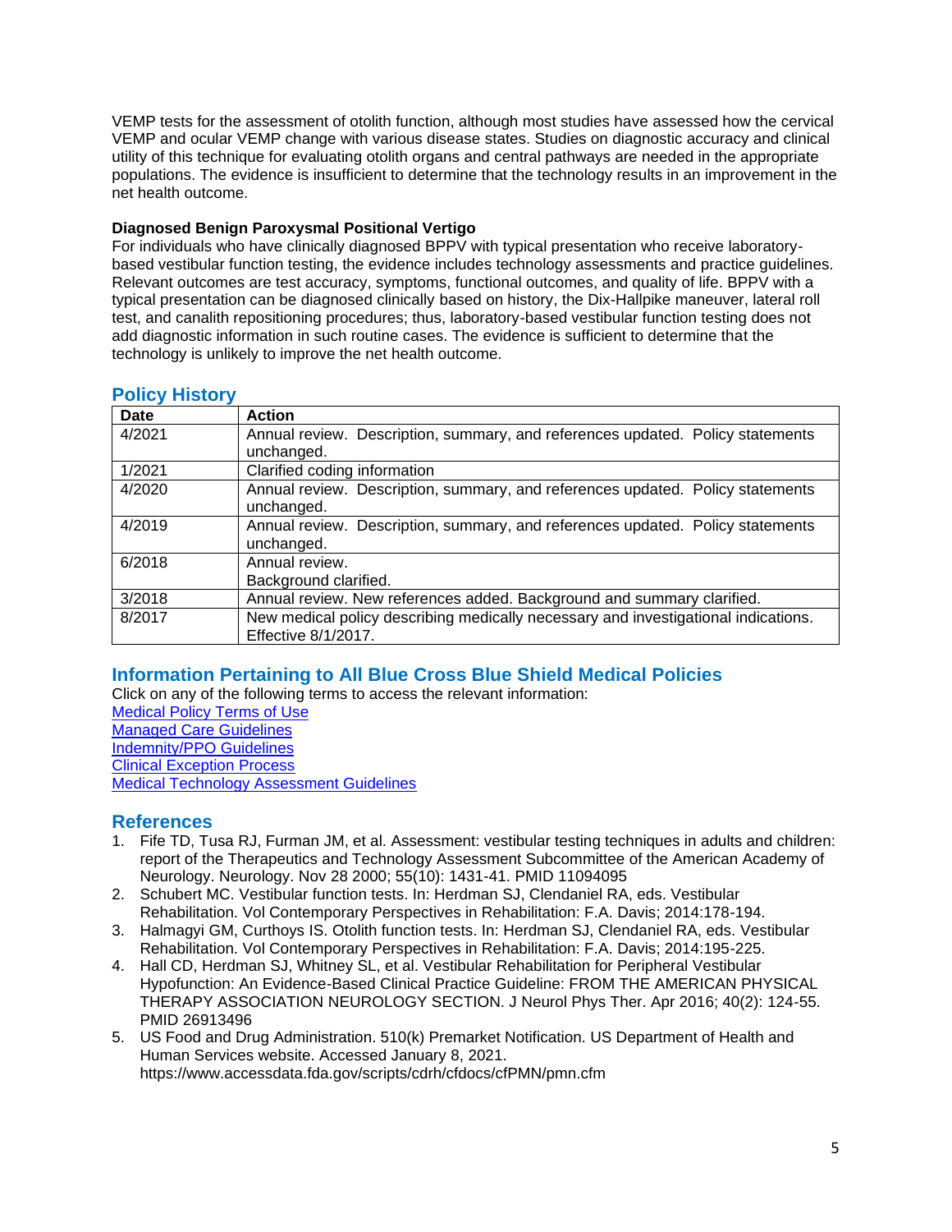VEMP tests for the assessment of otolith function, although most studies have assessed how the cervical VEMP and ocular VEMP change with various disease states. Studies on diagnostic accuracy and clinical utility of this technique for evaluating otolith organs and central pathways are needed in the appropriate populations. The evidence is insufficient to determine that the technology results in an improvement in the net health outcome.

**Diagnosed Benign Paroxysmal Positional Vertigo**

For individuals who have clinically diagnosed BPPV with typical presentation who receive laboratory-based vestibular function testing, the evidence includes technology assessments and practice guidelines. Relevant outcomes are test accuracy, symptoms, functional outcomes, and quality of life. BPPV with a typical presentation can be diagnosed clinically based on history, the Dix-Hallpike maneuver, lateral roll test, and canalith repositioning procedures; thus, laboratory-based vestibular function testing does not add diagnostic information in such routine cases. The evidence is sufficient to determine that the technology is unlikely to improve the net health outcome.

## Policy History

| Date | Action |
|---|---|
| 4/2021 | Annual review. Description, summary, and references updated. Policy statements unchanged. |
| 1/2021 | Clarified coding information |
| 4/2020 | Annual review. Description, summary, and references updated. Policy statements unchanged. |
| 4/2019 | Annual review. Description, summary, and references updated. Policy statements unchanged. |
| 6/2018 | Annual review. Background clarified. |
| 3/2018 | Annual review. New references added. Background and summary clarified. |
| 8/2017 | New medical policy describing medically necessary and investigational indications. Effective 8/1/2017. |

## Information Pertaining to All Blue Cross Blue Shield Medical Policies

Click on any of the following terms to access the relevant information:
Medical Policy Terms of Use
Managed Care Guidelines
Indemnity/PPO Guidelines
Clinical Exception Process
Medical Technology Assessment Guidelines

## References

1. Fife TD, Tusa RJ, Furman JM, et al. Assessment: vestibular testing techniques in adults and children: report of the Therapeutics and Technology Assessment Subcommittee of the American Academy of Neurology. Neurology. Nov 28 2000; 55(10): 1431-41. PMID 11094095
2. Schubert MC. Vestibular function tests. In: Herdman SJ, Clendaniel RA, eds. Vestibular Rehabilitation. Vol Contemporary Perspectives in Rehabilitation: F.A. Davis; 2014:178-194.
3. Halmagyi GM, Curthoys IS. Otolith function tests. In: Herdman SJ, Clendaniel RA, eds. Vestibular Rehabilitation. Vol Contemporary Perspectives in Rehabilitation: F.A. Davis; 2014:195-225.
4. Hall CD, Herdman SJ, Whitney SL, et al. Vestibular Rehabilitation for Peripheral Vestibular Hypofunction: An Evidence-Based Clinical Practice Guideline: FROM THE AMERICAN PHYSICAL THERAPY ASSOCIATION NEUROLOGY SECTION. J Neurol Phys Ther. Apr 2016; 40(2): 124-55. PMID 26913496
5. US Food and Drug Administration. 510(k) Premarket Notification. US Department of Health and Human Services website. Accessed January 8, 2021. https://www.accessdata.fda.gov/scripts/cdrh/cfdocs/cfPMN/pmn.cfm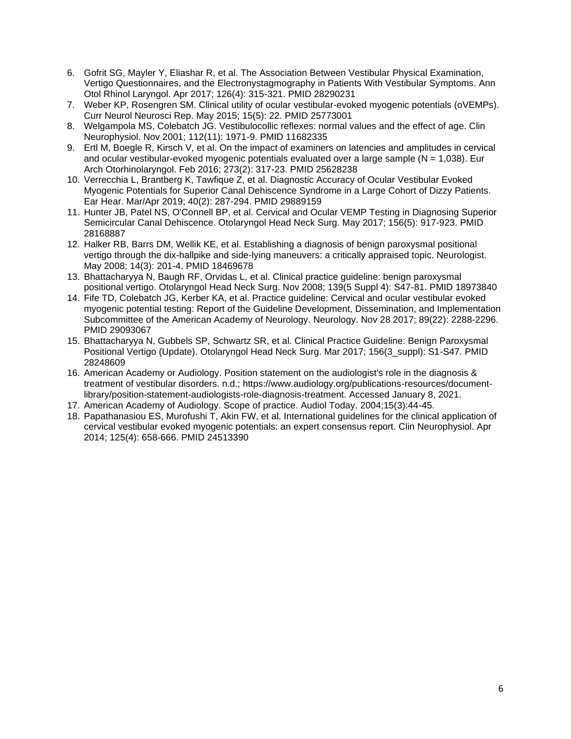6. Gofrit SG, Mayler Y, Eliashar R, et al. The Association Between Vestibular Physical Examination, Vertigo Questionnaires, and the Electronystagmography in Patients With Vestibular Symptoms. Ann Otol Rhinol Laryngol. Apr 2017; 126(4): 315-321. PMID 28290231
7. Weber KP, Rosengren SM. Clinical utility of ocular vestibular-evoked myogenic potentials (oVEMPs). Curr Neurol Neurosci Rep. May 2015; 15(5): 22. PMID 25773001
8. Welgampola MS, Colebatch JG. Vestibulocollic reflexes: normal values and the effect of age. Clin Neurophysiol. Nov 2001; 112(11): 1971-9. PMID 11682335
9. Ertl M, Boegle R, Kirsch V, et al. On the impact of examiners on latencies and amplitudes in cervical and ocular vestibular-evoked myogenic potentials evaluated over a large sample (N = 1,038). Eur Arch Otorhinolaryngol. Feb 2016; 273(2): 317-23. PMID 25628238
10. Verrecchia L, Brantberg K, Tawfique Z, et al. Diagnostic Accuracy of Ocular Vestibular Evoked Myogenic Potentials for Superior Canal Dehiscence Syndrome in a Large Cohort of Dizzy Patients. Ear Hear. Mar/Apr 2019; 40(2): 287-294. PMID 29889159
11. Hunter JB, Patel NS, O'Connell BP, et al. Cervical and Ocular VEMP Testing in Diagnosing Superior Semicircular Canal Dehiscence. Otolaryngol Head Neck Surg. May 2017; 156(5): 917-923. PMID 28168887
12. Halker RB, Barrs DM, Wellik KE, et al. Establishing a diagnosis of benign paroxysmal positional vertigo through the dix-hallpike and side-lying maneuvers: a critically appraised topic. Neurologist. May 2008; 14(3): 201-4. PMID 18469678
13. Bhattacharyya N, Baugh RF, Orvidas L, et al. Clinical practice guideline: benign paroxysmal positional vertigo. Otolaryngol Head Neck Surg. Nov 2008; 139(5 Suppl 4): S47-81. PMID 18973840
14. Fife TD, Colebatch JG, Kerber KA, et al. Practice guideline: Cervical and ocular vestibular evoked myogenic potential testing: Report of the Guideline Development, Dissemination, and Implementation Subcommittee of the American Academy of Neurology. Neurology. Nov 28 2017; 89(22): 2288-2296. PMID 29093067
15. Bhattacharyya N, Gubbels SP, Schwartz SR, et al. Clinical Practice Guideline: Benign Paroxysmal Positional Vertigo (Update). Otolaryngol Head Neck Surg. Mar 2017; 156(3_suppl): S1-S47. PMID 28248609
16. American Academy or Audiology. Position statement on the audiologist's role in the diagnosis & treatment of vestibular disorders. n.d.; https://www.audiology.org/publications-resources/document-library/position-statement-audiologists-role-diagnosis-treatment. Accessed January 8, 2021.
17. American Academy of Audiology. Scope of practice. Audiol Today. 2004;15(3):44-45.
18. Papathanasiou ES, Murofushi T, Akin FW, et al. International guidelines for the clinical application of cervical vestibular evoked myogenic potentials: an expert consensus report. Clin Neurophysiol. Apr 2014; 125(4): 658-666. PMID 24513390